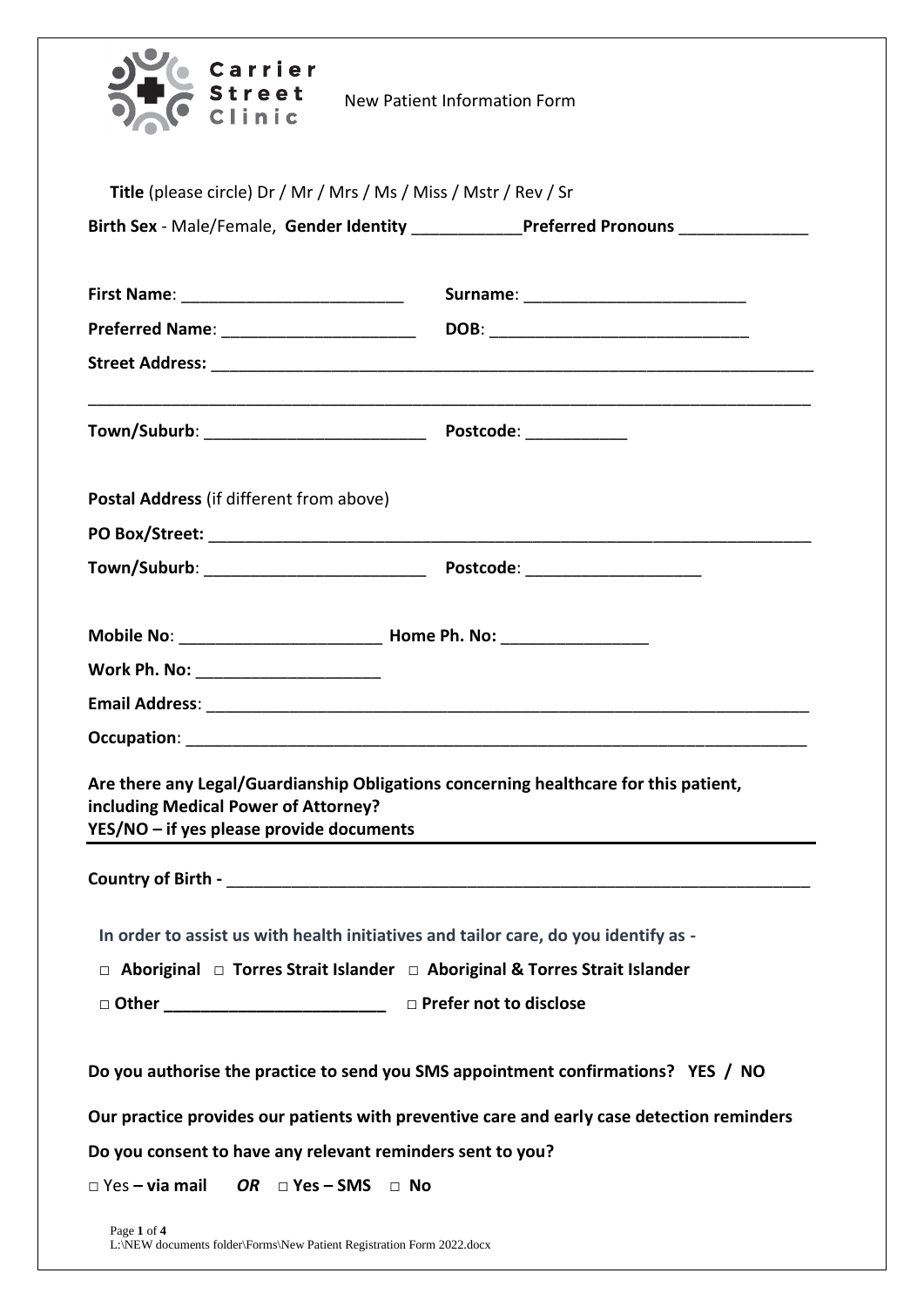Carrier Street Clinic

New Patient Information Form

**Title** (please circle) Dr / Mr / Mrs / Ms / Miss / Mstr / Rev / Sr

**Birth Sex** - Male/Female, **Gender Identity** ____________ **Preferred Pronouns** ______________

**First Name**: ________________________ **Surname**: ________________________

**Preferred Name**: _____________________ **DOB**: ____________________________

**Street Address:** _________________________________________________________________

_________________________________________________________________________________

**Town/Suburb**: ________________________ **Postcode**: ___________

**Postal Address** (if different from above)

**PO Box/Street:** _________________________________________________________________

**Town/Suburb**: ________________________ **Postcode**: ___________________

**Mobile No**: ______________________ **Home Ph. No:** ________________

**Work Ph. No:** ____________________

**Email Address**: _________________________________________________________________

**Occupation**: ____________________________________________________________________

**Are there any Legal/Guardianship Obligations concerning healthcare for this patient, including Medical Power of Attorney?**
**YES/NO – if yes please provide documents**

**Country of Birth -** ______________________________________________________________

**In order to assist us with health initiatives and tailor care, do you identify as -**

□ **Aboriginal** □ **Torres Strait Islander** □ **Aboriginal & Torres Strait Islander**

□ **Other** ________________________ □ **Prefer not to disclose**

**Do you authorise the practice to send you SMS appointment confirmations? YES / NO**

**Our practice provides our patients with preventive care and early case detection reminders**

**Do you consent to have any relevant reminders sent to you?**

□ Yes **– via mail** ***OR*** □ **Yes – SMS** □ **No**

L:\NEW documents folder\Forms\New Patient Registration Form 2022.docx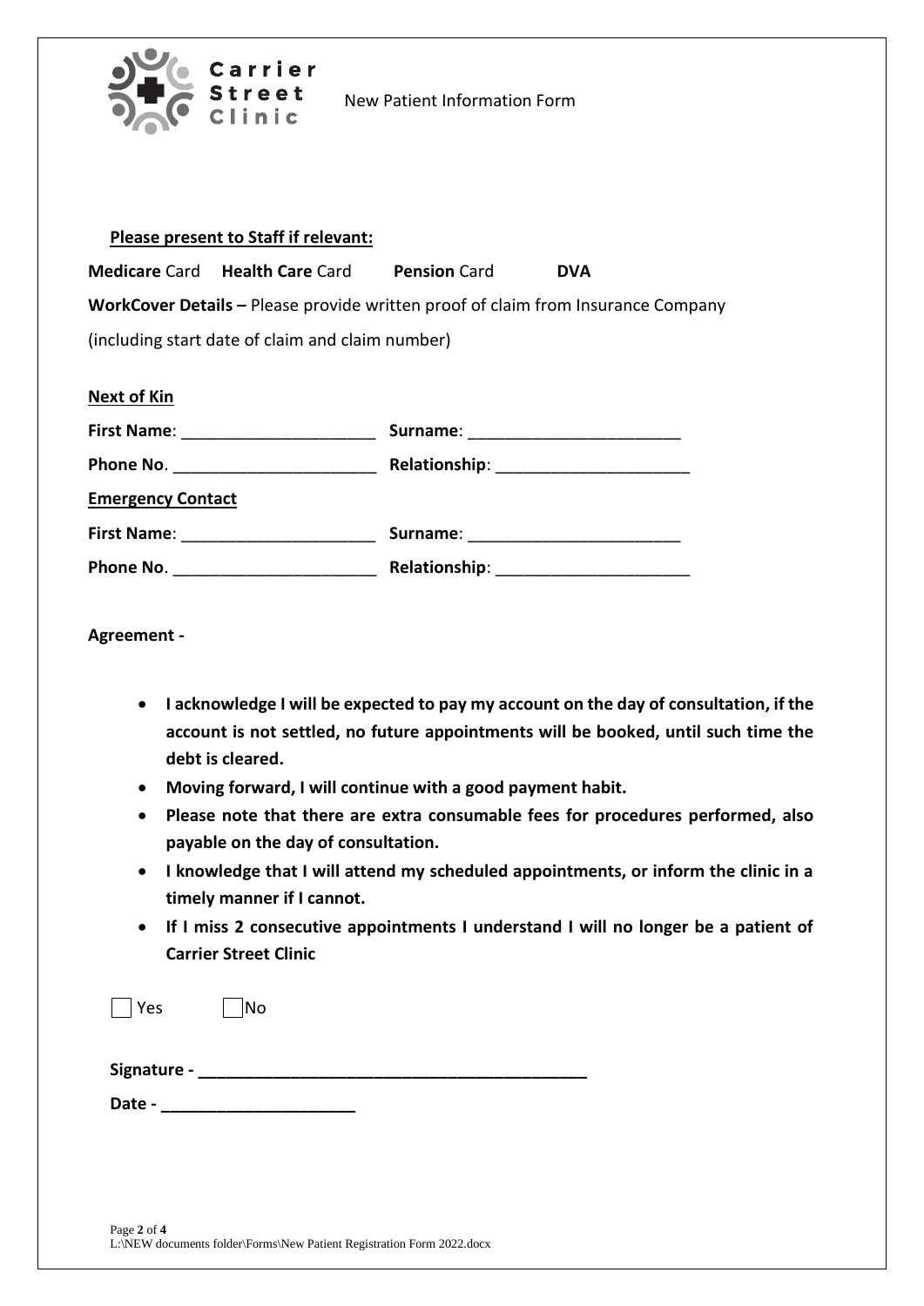**Carrier Street Clinic** New Patient Information Form

**Please present to Staff if relevant:**

**Medicare** Card **Health Care** Card **Pension** Card **DVA**

**WorkCover Details –** Please provide written proof of claim from Insurance Company (including start date of claim and claim number)

**Next of Kin**

**First Name**: ______________________ **Surname**: ________________________

**Phone No**. _______________________ **Relationship**: ______________________

**Emergency Contact**

**First Name**: ______________________ **Surname**: ________________________

**Phone No**. _______________________ **Relationship**: ______________________

**Agreement -**

- **I acknowledge I will be expected to pay my account on the day of consultation, if the account is not settled, no future appointments will be booked, until such time the debt is cleared.**
- **Moving forward, I will continue with a good payment habit.**
- **Please note that there are extra consumable fees for procedures performed, also payable on the day of consultation.**
- **I knowledge that I will attend my scheduled appointments, or inform the clinic in a timely manner if I cannot.**
- **If I miss 2 consecutive appointments I understand I will no longer be a patient of Carrier Street Clinic**

☐ Yes ☐ No

**Signature - ___________________________________________**

**Date - ______________________**

L:\NEW documents folder\Forms\New Patient Registration Form 2022.docx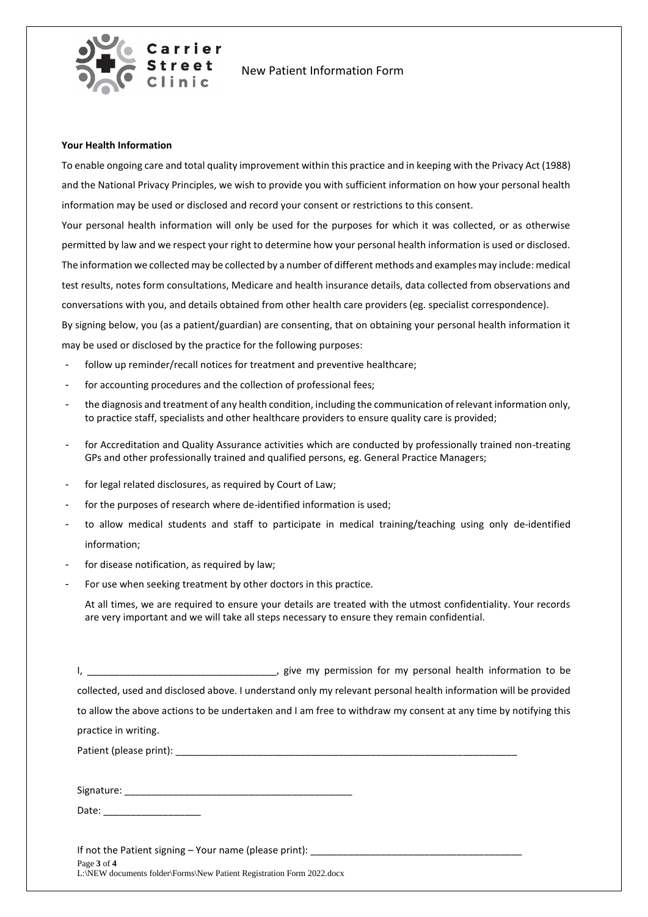**Your Health Information**

To enable ongoing care and total quality improvement within this practice and in keeping with the Privacy Act (1988) and the National Privacy Principles, we wish to provide you with sufficient information on how your personal health information may be used or disclosed and record your consent or restrictions to this consent.

Your personal health information will only be used for the purposes for which it was collected, or as otherwise permitted by law and we respect your right to determine how your personal health information is used or disclosed. The information we collected may be collected by a number of different methods and examples may include: medical test results, notes form consultations, Medicare and health insurance details, data collected from observations and conversations with you, and details obtained from other health care providers (eg. specialist correspondence).

By signing below, you (as a patient/guardian) are consenting, that on obtaining your personal health information it may be used or disclosed by the practice for the following purposes:

- follow up reminder/recall notices for treatment and preventive healthcare;
- for accounting procedures and the collection of professional fees;
- the diagnosis and treatment of any health condition, including the communication of relevant information only, to practice staff, specialists and other healthcare providers to ensure quality care is provided;
- for Accreditation and Quality Assurance activities which are conducted by professionally trained non-treating GPs and other professionally trained and qualified persons, eg. General Practice Managers;
- for legal related disclosures, as required by Court of Law;
- for the purposes of research where de-identified information is used;
- to allow medical students and staff to participate in medical training/teaching using only de-identified information;
- for disease notification, as required by law;
- For use when seeking treatment by other doctors in this practice.

At all times, we are required to ensure your details are treated with the utmost confidentiality. Your records are very important and we will take all steps necessary to ensure they remain confidential.

I, ___________________________________, give my permission for my personal health information to be collected, used and disclosed above. I understand only my relevant personal health information will be provided to allow the above actions to be undertaken and I am free to withdraw my consent at any time by notifying this practice in writing.

Patient (please print): ___________________________________________________________________

Signature: ___________________________________________

Date: __________________

If not the Patient signing – Your name (please print): ________________________________________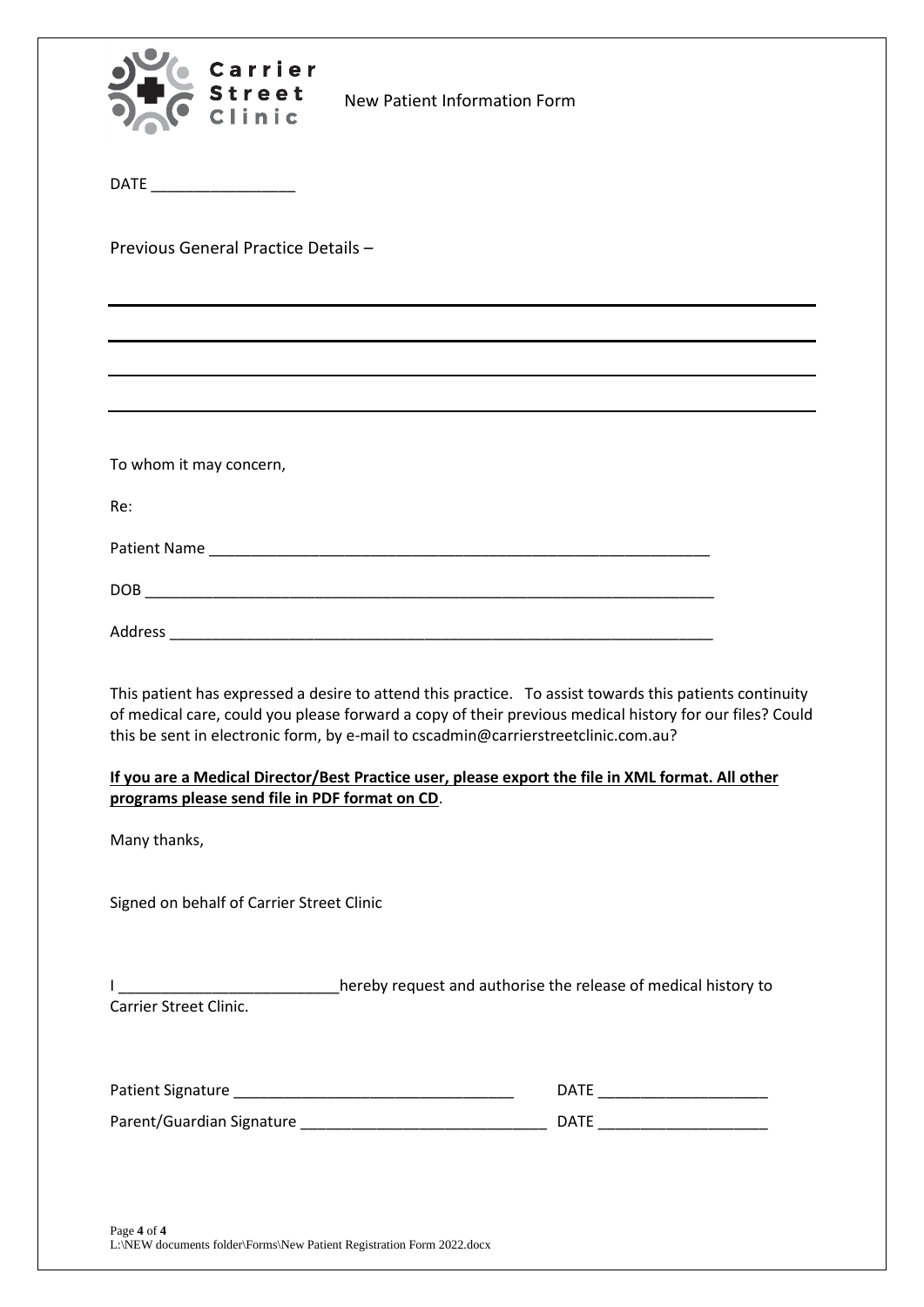Carrier Street Clinic

New Patient Information Form

DATE ________________

Previous General Practice Details –

_______________________________________________________________

_______________________________________________________________

_______________________________________________________________

_______________________________________________________________

To whom it may concern,

Re:

Patient Name ___________________________________________________________

DOB ________________________________________________________________

Address _____________________________________________________________

This patient has expressed a desire to attend this practice. To assist towards this patients continuity of medical care, could you please forward a copy of their previous medical history for our files? Could this be sent in electronic form, by e-mail to cscadmin@carrierstreetclinic.com.au?

**If you are a Medical Director/Best Practice user, please export the file in XML format. All other programs please send file in PDF format on CD**.

Many thanks,

Signed on behalf of Carrier Street Clinic

I __________________________hereby request and authorise the release of medical history to Carrier Street Clinic.

Patient Signature ________________________________ DATE ____________________

Parent/Guardian Signature ____________________________ DATE ____________________

L:\NEW documents folder\Forms\New Patient Registration Form 2022.docx